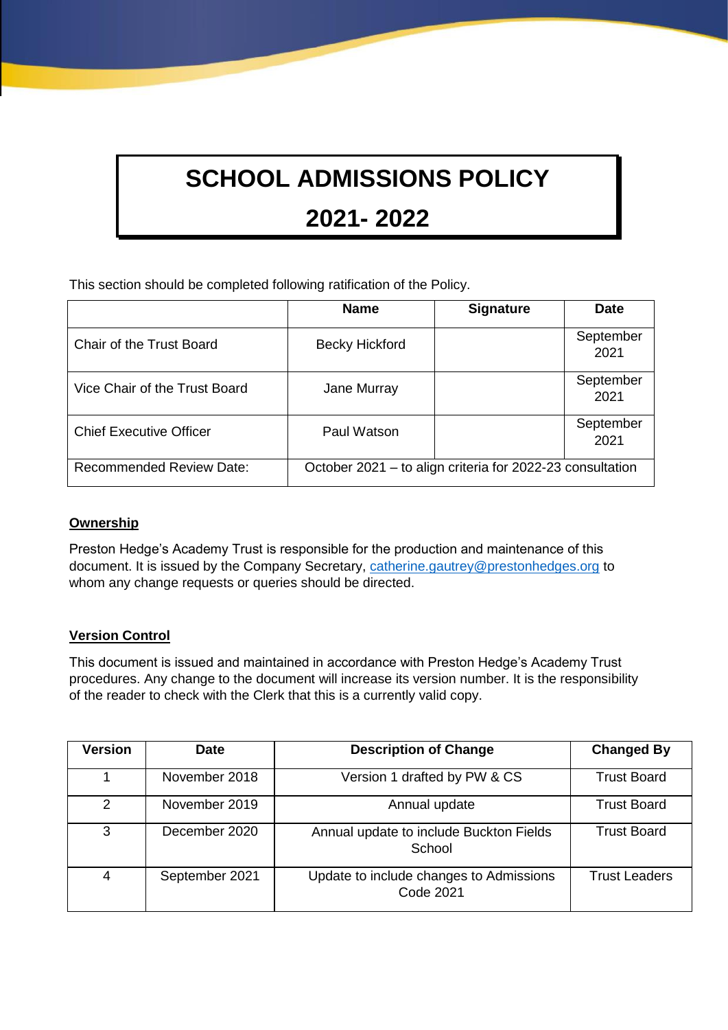# SCHOOL ADMISSIONS POLICY

# 2021- 2022

This section should be completed following ratification of the Policy.

| | Name | Signature | Date |
|---|---|---|---|
| Chair of the Trust Board | Becky Hickford | | September 2021 |
| Vice Chair of the Trust Board | Jane Murray | | September 2021 |
| Chief Executive Officer | Paul Watson | | September 2021 |
| Recommended Review Date: | October 2021 – to align criteria for 2022-23 consultation | | |

**Ownership**

Preston Hedge's Academy Trust is responsible for the production and maintenance of this document. It is issued by the Company Secretary, catherine.gautrey@prestonhedges.org to whom any change requests or queries should be directed.

**Version Control**

This document is issued and maintained in accordance with Preston Hedge's Academy Trust procedures. Any change to the document will increase its version number. It is the responsibility of the reader to check with the Clerk that this is a currently valid copy.

| Version | Date | Description of Change | Changed By |
|---|---|---|---|
| 1 | November 2018 | Version 1 drafted by PW & CS | Trust Board |
| 2 | November 2019 | Annual update | Trust Board |
| 3 | December 2020 | Annual update to include Buckton Fields School | Trust Board |
| 4 | September 2021 | Update to include changes to Admissions Code 2021 | Trust Leaders |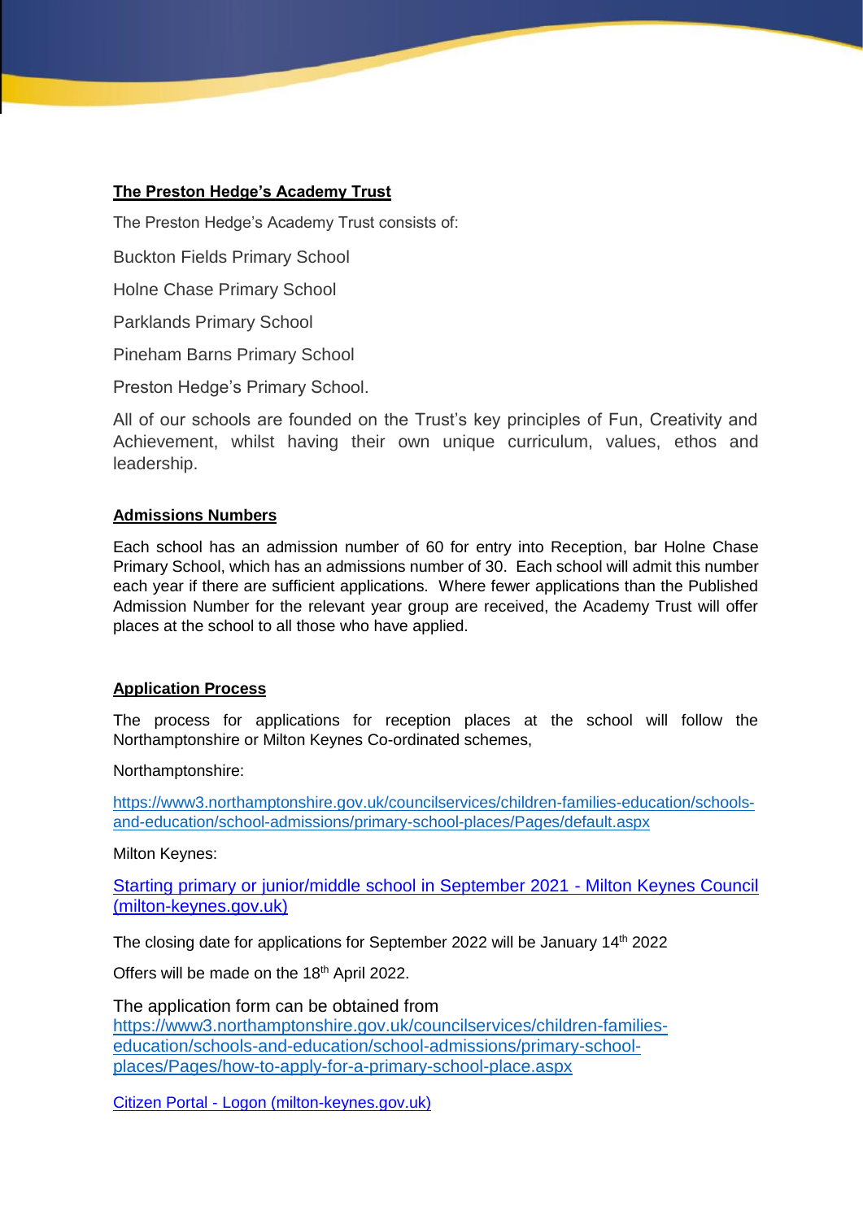**The Preston Hedge's Academy Trust**

The Preston Hedge's Academy Trust consists of:

Buckton Fields Primary School

Holne Chase Primary School

Parklands Primary School

Pineham Barns Primary School

Preston Hedge's Primary School.

All of our schools are founded on the Trust's key principles of Fun, Creativity and Achievement, whilst having their own unique curriculum, values, ethos and leadership.

**Admissions Numbers**

Each school has an admission number of 60 for entry into Reception, bar Holne Chase Primary School, which has an admissions number of 30. Each school will admit this number each year if there are sufficient applications. Where fewer applications than the Published Admission Number for the relevant year group are received, the Academy Trust will offer places at the school to all those who have applied.

**Application Process**

The process for applications for reception places at the school will follow the Northamptonshire or Milton Keynes Co-ordinated schemes,

Northamptonshire:

https://www3.northamptonshire.gov.uk/councilservices/children-families-education/schools-and-education/school-admissions/primary-school-places/Pages/default.aspx

Milton Keynes:

Starting primary or junior/middle school in September 2021 - Milton Keynes Council (milton-keynes.gov.uk)

The closing date for applications for September 2022 will be January 14th 2022

Offers will be made on the 18th April 2022.

The application form can be obtained from https://www3.northamptonshire.gov.uk/councilservices/children-families-education/schools-and-education/school-admissions/primary-school-places/Pages/how-to-apply-for-a-primary-school-place.aspx

Citizen Portal - Logon (milton-keynes.gov.uk)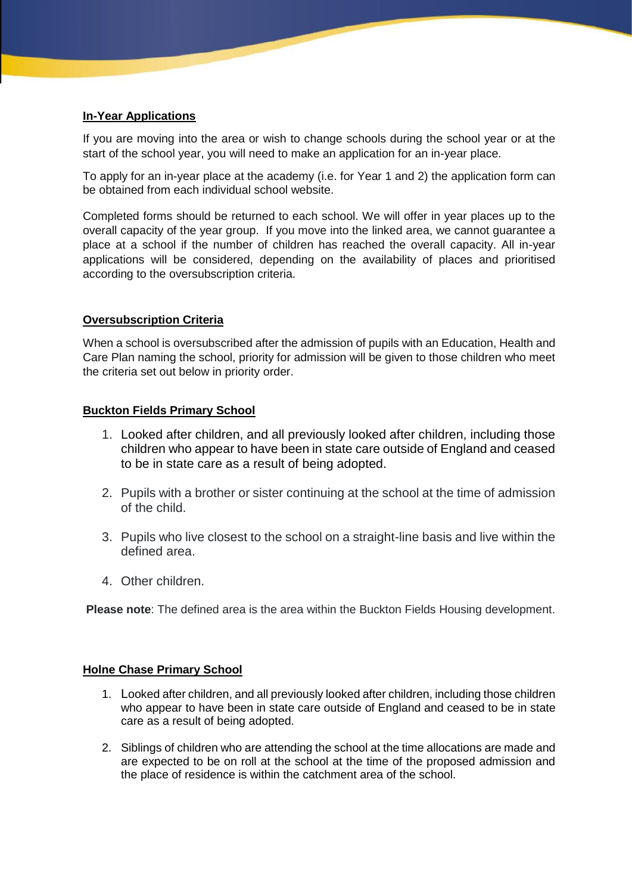**In-Year Applications**

If you are moving into the area or wish to change schools during the school year or at the start of the school year, you will need to make an application for an in-year place.

To apply for an in-year place at the academy (i.e. for Year 1 and 2) the application form can be obtained from each individual school website.

Completed forms should be returned to each school. We will offer in year places up to the overall capacity of the year group. If you move into the linked area, we cannot guarantee a place at a school if the number of children has reached the overall capacity. All in-year applications will be considered, depending on the availability of places and prioritised according to the oversubscription criteria.

**Oversubscription Criteria**

When a school is oversubscribed after the admission of pupils with an Education, Health and Care Plan naming the school, priority for admission will be given to those children who meet the criteria set out below in priority order.

**Buckton Fields Primary School**

1. Looked after children, and all previously looked after children, including those children who appear to have been in state care outside of England and ceased to be in state care as a result of being adopted.
2. Pupils with a brother or sister continuing at the school at the time of admission of the child.
3. Pupils who live closest to the school on a straight-line basis and live within the defined area.
4. Other children.

**Please note**: The defined area is the area within the Buckton Fields Housing development.

**Holne Chase Primary School**

1. Looked after children, and all previously looked after children, including those children who appear to have been in state care outside of England and ceased to be in state care as a result of being adopted.
2. Siblings of children who are attending the school at the time allocations are made and are expected to be on roll at the school at the time of the proposed admission and the place of residence is within the catchment area of the school.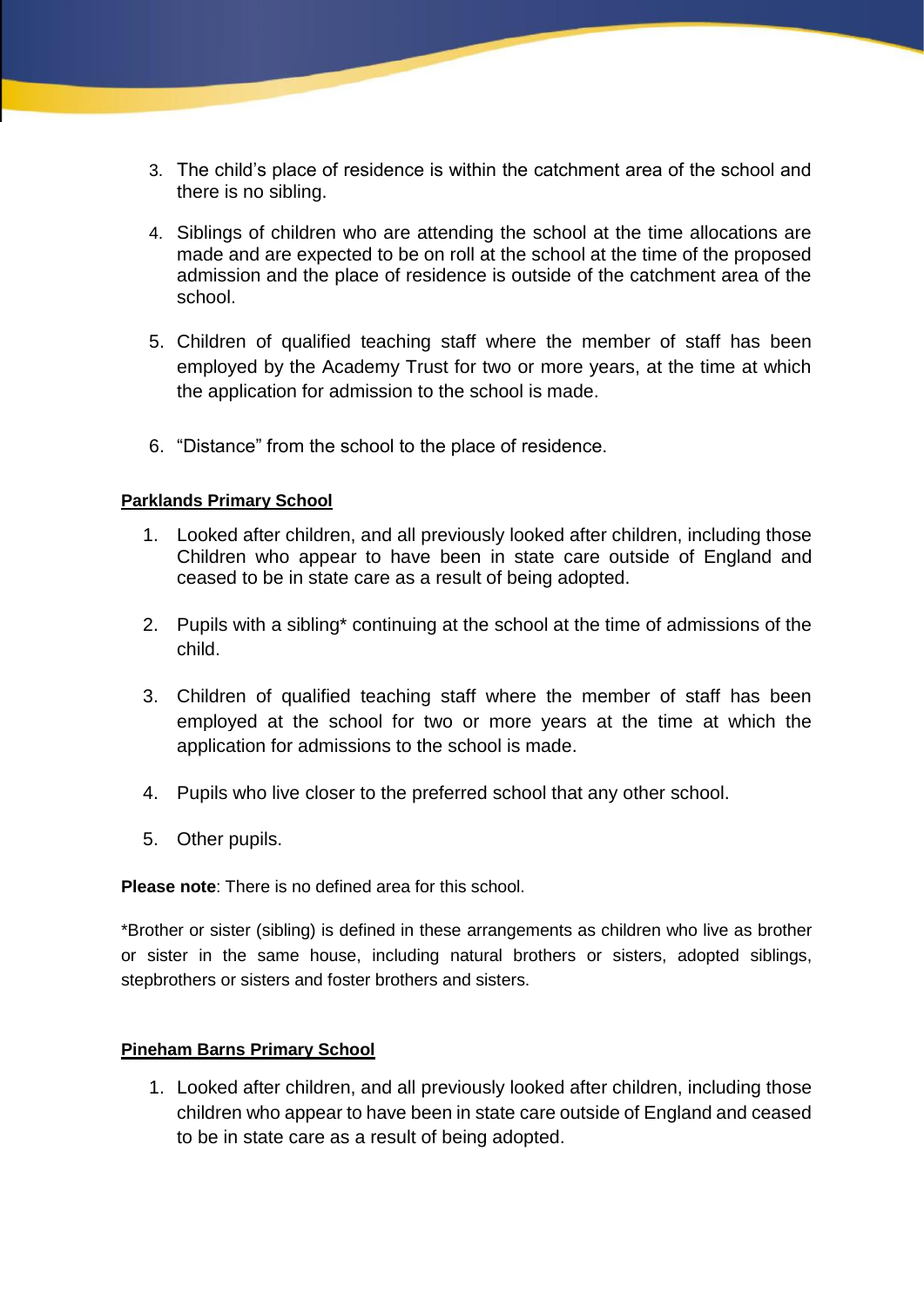3. The child's place of residence is within the catchment area of the school and there is no sibling.

4. Siblings of children who are attending the school at the time allocations are made and are expected to be on roll at the school at the time of the proposed admission and the place of residence is outside of the catchment area of the school.

5. Children of qualified teaching staff where the member of staff has been employed by the Academy Trust for two or more years, at the time at which the application for admission to the school is made.

6. "Distance" from the school to the place of residence.

**Parklands Primary School**

1. Looked after children, and all previously looked after children, including those Children who appear to have been in state care outside of England and ceased to be in state care as a result of being adopted.

2. Pupils with a sibling* continuing at the school at the time of admissions of the child.

3. Children of qualified teaching staff where the member of staff has been employed at the school for two or more years at the time at which the application for admissions to the school is made.

4. Pupils who live closer to the preferred school that any other school.

5. Other pupils.

**Please note**: There is no defined area for this school.

*Brother or sister (sibling) is defined in these arrangements as children who live as brother or sister in the same house, including natural brothers or sisters, adopted siblings, stepbrothers or sisters and foster brothers and sisters.

**Pineham Barns Primary School**

1. Looked after children, and all previously looked after children, including those children who appear to have been in state care outside of England and ceased to be in state care as a result of being adopted.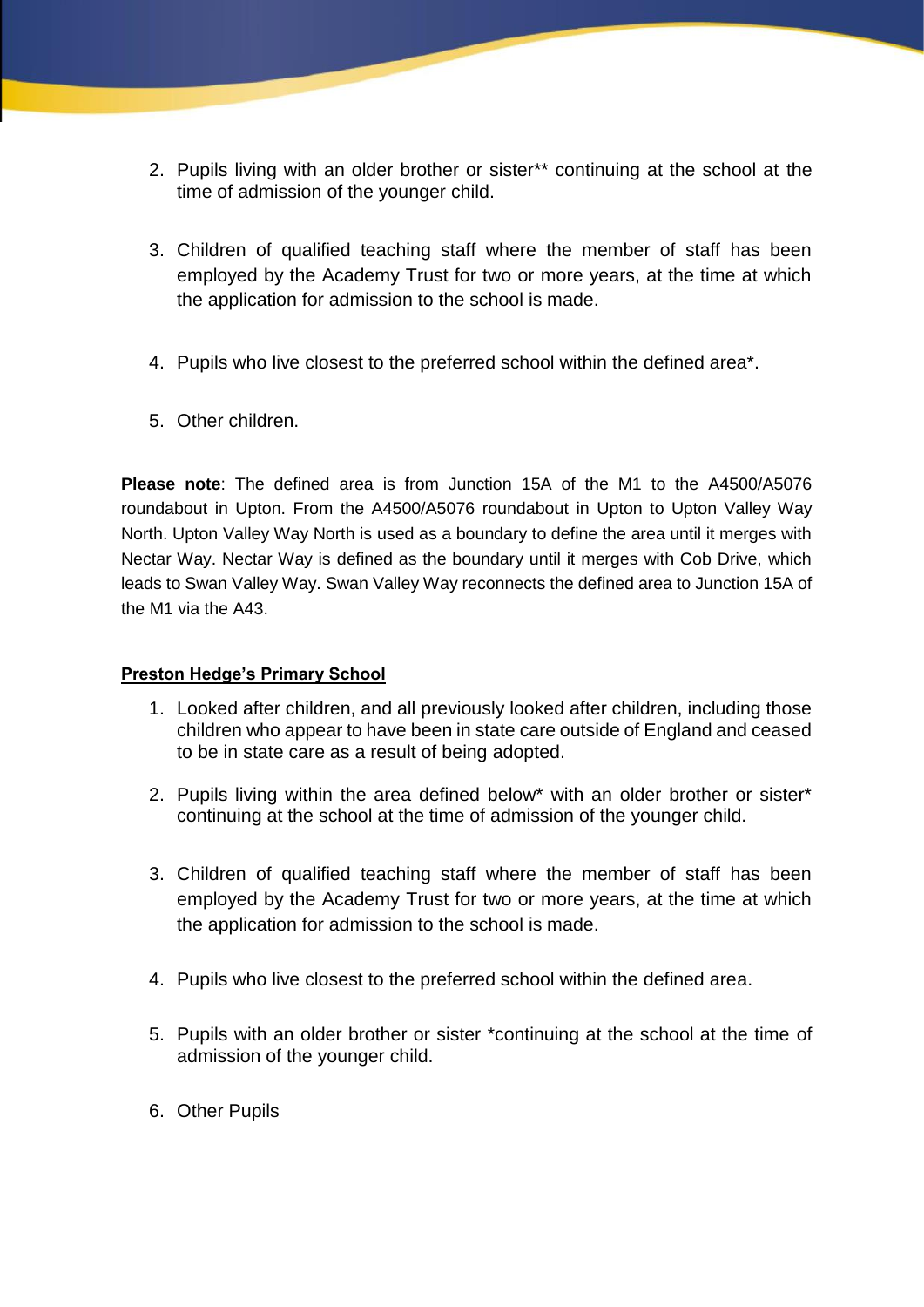2. Pupils living with an older brother or sister** continuing at the school at the time of admission of the younger child.

3. Children of qualified teaching staff where the member of staff has been employed by the Academy Trust for two or more years, at the time at which the application for admission to the school is made.

4. Pupils who live closest to the preferred school within the defined area*.

5. Other children.

**Please note**: The defined area is from Junction 15A of the M1 to the A4500/A5076 roundabout in Upton. From the A4500/A5076 roundabout in Upton to Upton Valley Way North. Upton Valley Way North is used as a boundary to define the area until it merges with Nectar Way. Nectar Way is defined as the boundary until it merges with Cob Drive, which leads to Swan Valley Way. Swan Valley Way reconnects the defined area to Junction 15A of the M1 via the A43.

**Preston Hedge's Primary School**

1. Looked after children, and all previously looked after children, including those children who appear to have been in state care outside of England and ceased to be in state care as a result of being adopted.

2. Pupils living within the area defined below* with an older brother or sister* continuing at the school at the time of admission of the younger child.

3. Children of qualified teaching staff where the member of staff has been employed by the Academy Trust for two or more years, at the time at which the application for admission to the school is made.

4. Pupils who live closest to the preferred school within the defined area.

5. Pupils with an older brother or sister *continuing at the school at the time of admission of the younger child.

6. Other Pupils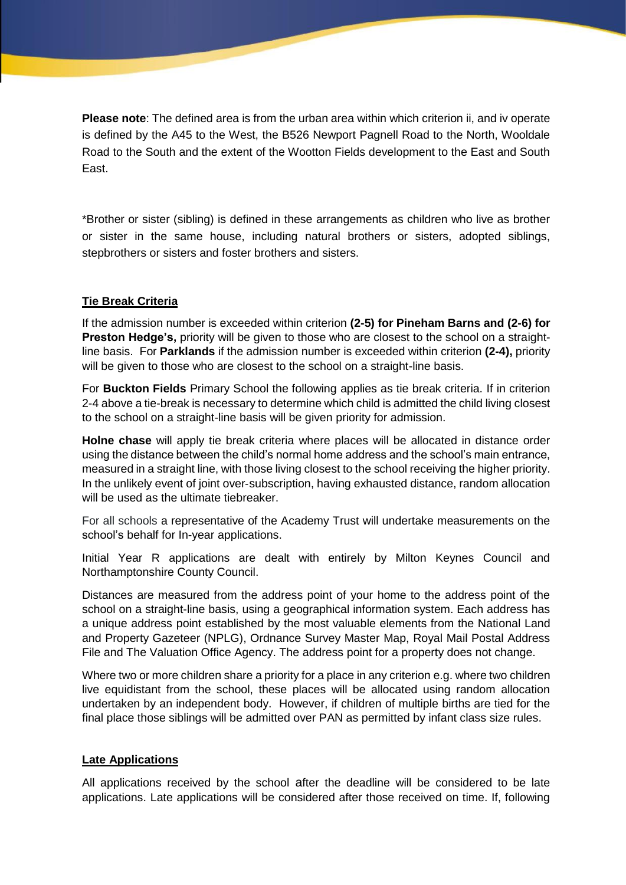**Please note**: The defined area is from the urban area within which criterion ii, and iv operate is defined by the A45 to the West, the B526 Newport Pagnell Road to the North, Wooldale Road to the South and the extent of the Wootton Fields development to the East and South East.

*Brother or sister (sibling) is defined in these arrangements as children who live as brother or sister in the same house, including natural brothers or sisters, adopted siblings, stepbrothers or sisters and foster brothers and sisters.

## Tie Break Criteria

If the admission number is exceeded within criterion **(2-5) for Pineham Barns and (2-6) for Preston Hedge's,** priority will be given to those who are closest to the school on a straight-line basis. For **Parklands** if the admission number is exceeded within criterion **(2-4),** priority will be given to those who are closest to the school on a straight-line basis.

For **Buckton Fields** Primary School the following applies as tie break criteria. If in criterion 2-4 above a tie-break is necessary to determine which child is admitted the child living closest to the school on a straight-line basis will be given priority for admission.

**Holne chase** will apply tie break criteria where places will be allocated in distance order using the distance between the child's normal home address and the school's main entrance, measured in a straight line, with those living closest to the school receiving the higher priority. In the unlikely event of joint over-subscription, having exhausted distance, random allocation will be used as the ultimate tiebreaker.

For all schools a representative of the Academy Trust will undertake measurements on the school's behalf for In-year applications.

Initial Year R applications are dealt with entirely by Milton Keynes Council and Northamptonshire County Council.

Distances are measured from the address point of your home to the address point of the school on a straight-line basis, using a geographical information system. Each address has a unique address point established by the most valuable elements from the National Land and Property Gazeteer (NPLG), Ordnance Survey Master Map, Royal Mail Postal Address File and The Valuation Office Agency. The address point for a property does not change.

Where two or more children share a priority for a place in any criterion e.g. where two children live equidistant from the school, these places will be allocated using random allocation undertaken by an independent body. However, if children of multiple births are tied for the final place those siblings will be admitted over PAN as permitted by infant class size rules.

## Late Applications

All applications received by the school after the deadline will be considered to be late applications. Late applications will be considered after those received on time. If, following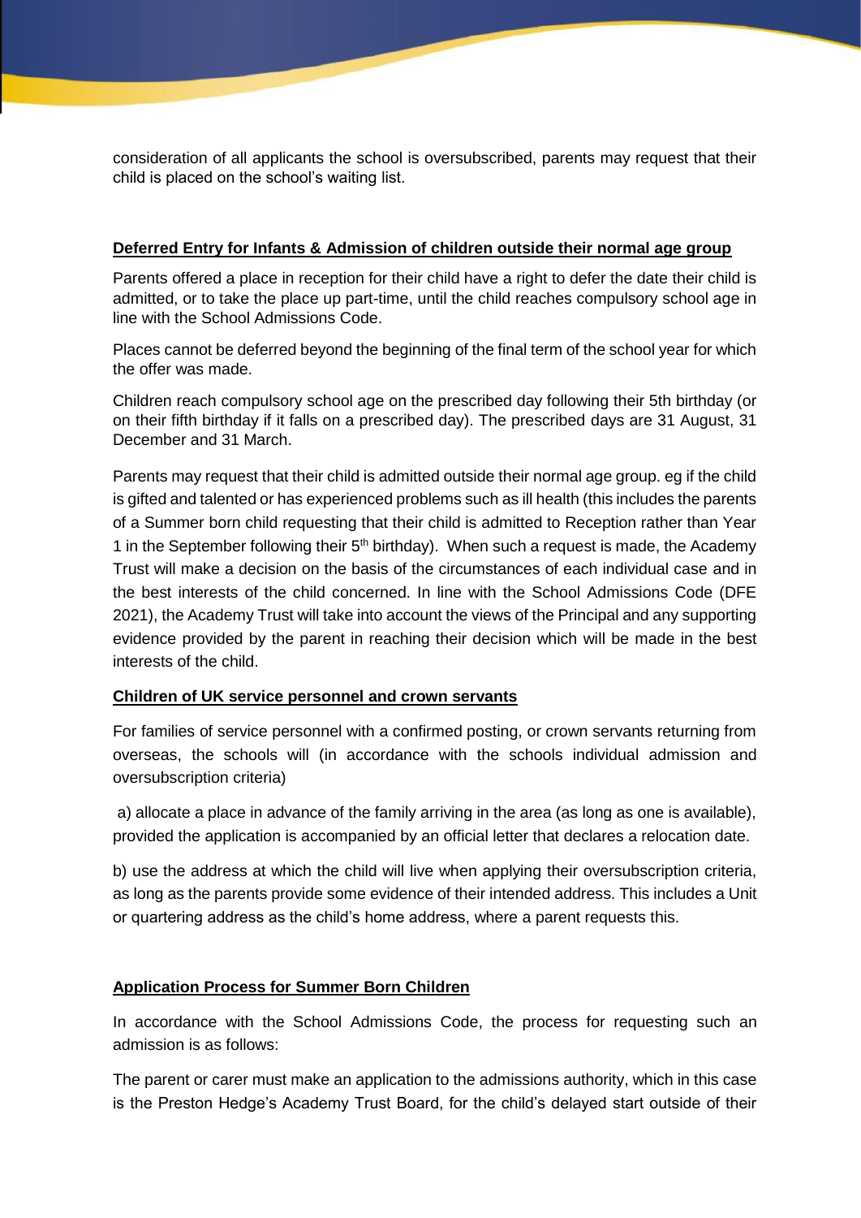consideration of all applicants the school is oversubscribed, parents may request that their child is placed on the school's waiting list.

**Deferred Entry for Infants & Admission of children outside their normal age group**

Parents offered a place in reception for their child have a right to defer the date their child is admitted, or to take the place up part-time, until the child reaches compulsory school age in line with the School Admissions Code.

Places cannot be deferred beyond the beginning of the final term of the school year for which the offer was made.

Children reach compulsory school age on the prescribed day following their 5th birthday (or on their fifth birthday if it falls on a prescribed day). The prescribed days are 31 August, 31 December and 31 March.

Parents may request that their child is admitted outside their normal age group. eg if the child is gifted and talented or has experienced problems such as ill health (this includes the parents of a Summer born child requesting that their child is admitted to Reception rather than Year 1 in the September following their 5th birthday). When such a request is made, the Academy Trust will make a decision on the basis of the circumstances of each individual case and in the best interests of the child concerned. In line with the School Admissions Code (DFE 2021), the Academy Trust will take into account the views of the Principal and any supporting evidence provided by the parent in reaching their decision which will be made in the best interests of the child.

**Children of UK service personnel and crown servants**

For families of service personnel with a confirmed posting, or crown servants returning from overseas, the schools will (in accordance with the schools individual admission and oversubscription criteria)

a) allocate a place in advance of the family arriving in the area (as long as one is available), provided the application is accompanied by an official letter that declares a relocation date.

b) use the address at which the child will live when applying their oversubscription criteria, as long as the parents provide some evidence of their intended address. This includes a Unit or quartering address as the child's home address, where a parent requests this.

**Application Process for Summer Born Children**

In accordance with the School Admissions Code, the process for requesting such an admission is as follows:

The parent or carer must make an application to the admissions authority, which in this case is the Preston Hedge's Academy Trust Board, for the child's delayed start outside of their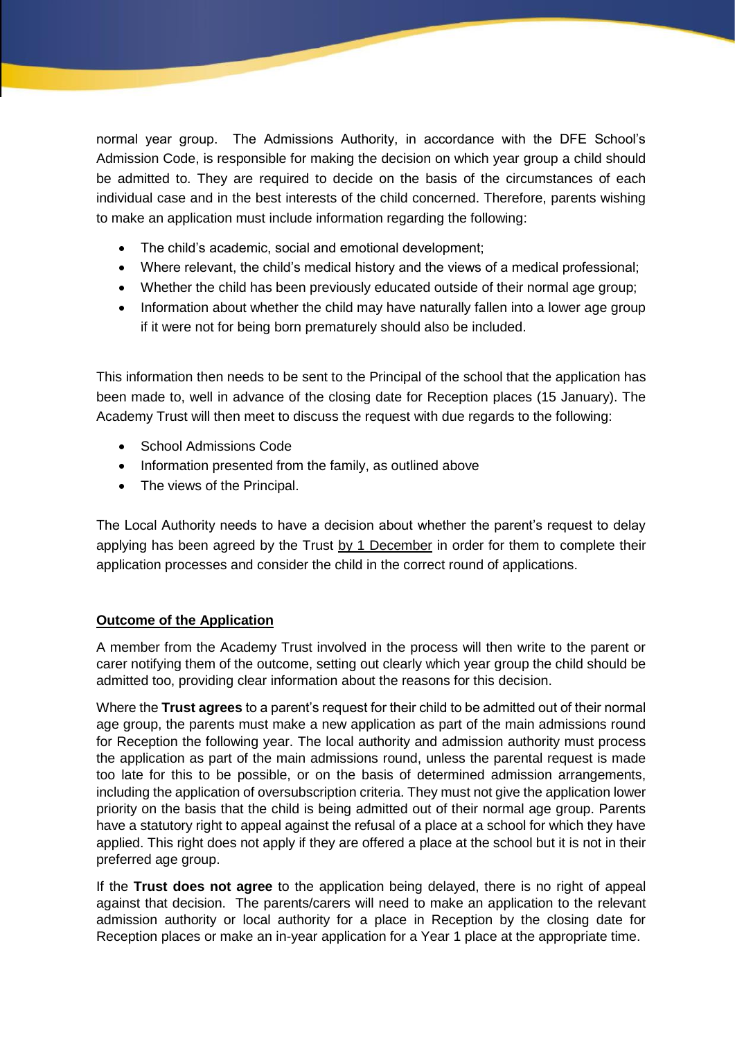normal year group. The Admissions Authority, in accordance with the DFE School's Admission Code, is responsible for making the decision on which year group a child should be admitted to. They are required to decide on the basis of the circumstances of each individual case and in the best interests of the child concerned. Therefore, parents wishing to make an application must include information regarding the following:

- The child's academic, social and emotional development;
- Where relevant, the child's medical history and the views of a medical professional;
- Whether the child has been previously educated outside of their normal age group;
- Information about whether the child may have naturally fallen into a lower age group if it were not for being born prematurely should also be included.

This information then needs to be sent to the Principal of the school that the application has been made to, well in advance of the closing date for Reception places (15 January). The Academy Trust will then meet to discuss the request with due regards to the following:

- School Admissions Code
- Information presented from the family, as outlined above
- The views of the Principal.

The Local Authority needs to have a decision about whether the parent's request to delay applying has been agreed by the Trust by 1 December in order for them to complete their application processes and consider the child in the correct round of applications.

**Outcome of the Application**

A member from the Academy Trust involved in the process will then write to the parent or carer notifying them of the outcome, setting out clearly which year group the child should be admitted too, providing clear information about the reasons for this decision.

Where the **Trust agrees** to a parent's request for their child to be admitted out of their normal age group, the parents must make a new application as part of the main admissions round for Reception the following year. The local authority and admission authority must process the application as part of the main admissions round, unless the parental request is made too late for this to be possible, or on the basis of determined admission arrangements, including the application of oversubscription criteria. They must not give the application lower priority on the basis that the child is being admitted out of their normal age group. Parents have a statutory right to appeal against the refusal of a place at a school for which they have applied. This right does not apply if they are offered a place at the school but it is not in their preferred age group.

If the **Trust does not agree** to the application being delayed, there is no right of appeal against that decision. The parents/carers will need to make an application to the relevant admission authority or local authority for a place in Reception by the closing date for Reception places or make an in-year application for a Year 1 place at the appropriate time.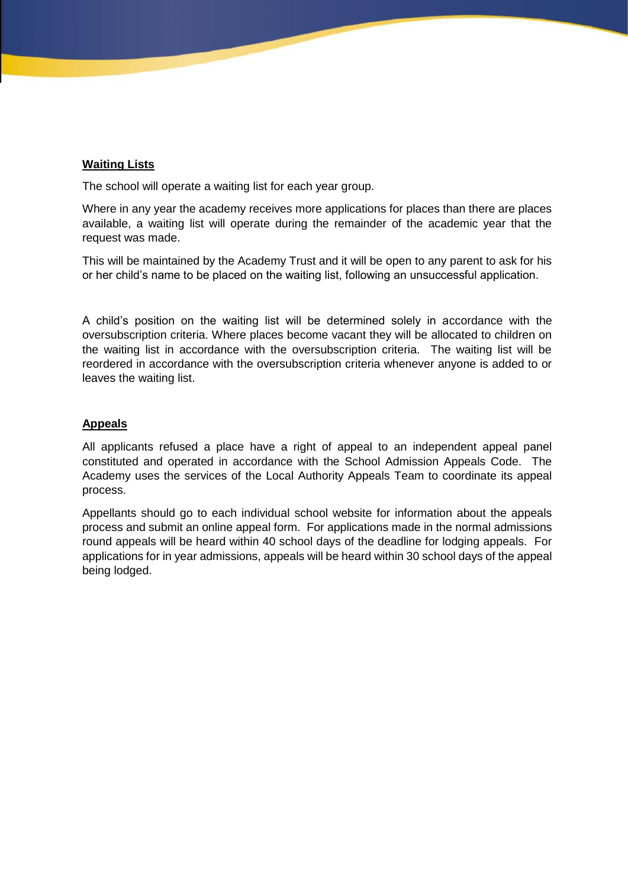**Waiting Lists**

The school will operate a waiting list for each year group.

Where in any year the academy receives more applications for places than there are places available, a waiting list will operate during the remainder of the academic year that the request was made.

This will be maintained by the Academy Trust and it will be open to any parent to ask for his or her child's name to be placed on the waiting list, following an unsuccessful application.

A child's position on the waiting list will be determined solely in accordance with the oversubscription criteria. Where places become vacant they will be allocated to children on the waiting list in accordance with the oversubscription criteria. The waiting list will be reordered in accordance with the oversubscription criteria whenever anyone is added to or leaves the waiting list.

**Appeals**

All applicants refused a place have a right of appeal to an independent appeal panel constituted and operated in accordance with the School Admission Appeals Code. The Academy uses the services of the Local Authority Appeals Team to coordinate its appeal process.

Appellants should go to each individual school website for information about the appeals process and submit an online appeal form. For applications made in the normal admissions round appeals will be heard within 40 school days of the deadline for lodging appeals. For applications for in year admissions, appeals will be heard within 30 school days of the appeal being lodged.